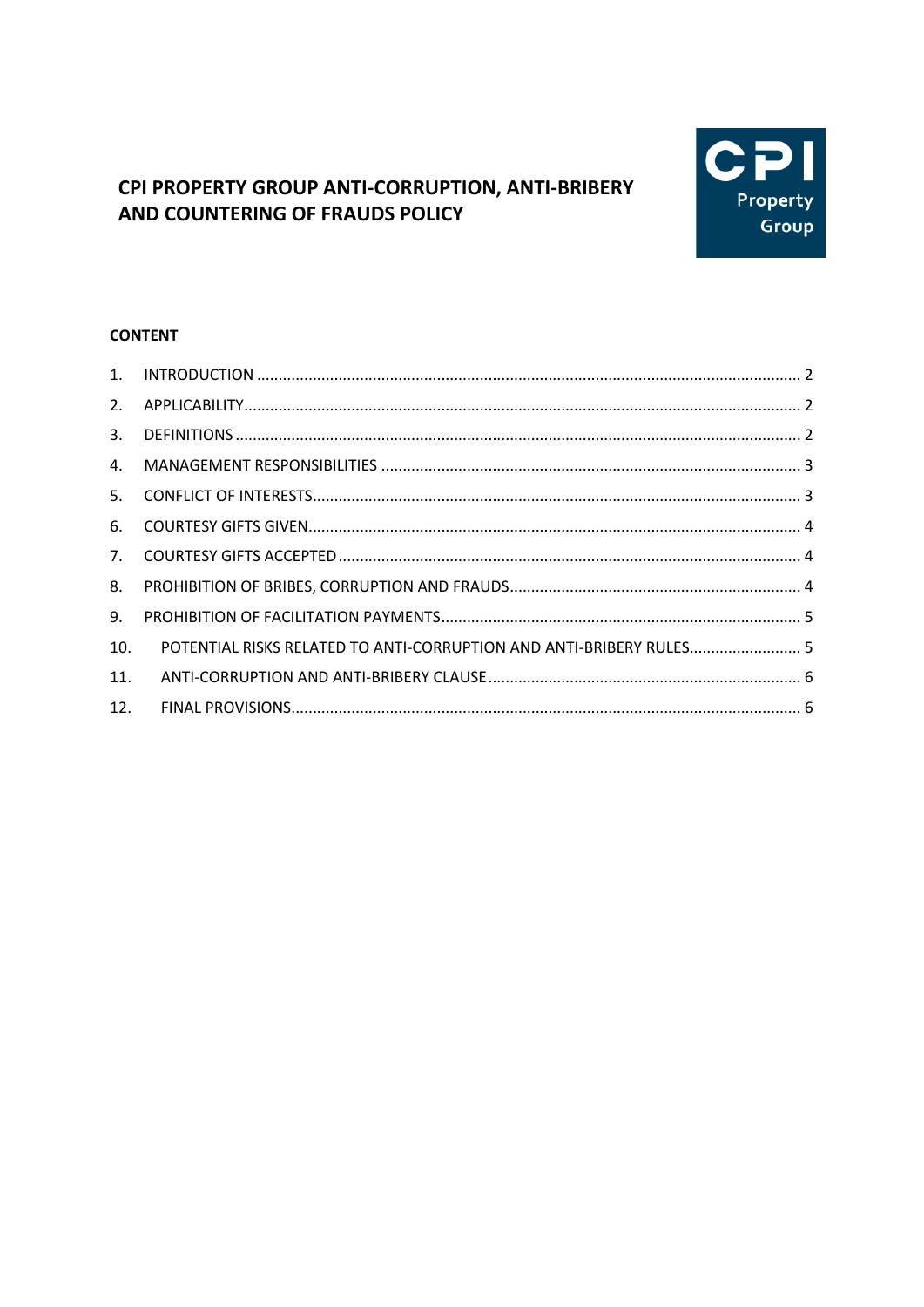# CPI PROPERTY GROUP ANTI-CORRUPTION, ANTI-BRIBERY AND COUNTERING OF FRAUDS POLICY

CPI Property Group

## CONTENT

1. INTRODUCTION ..... 2
2. APPLICABILITY ..... 2
3. DEFINITIONS ..... 2
4. MANAGEMENT RESPONSIBILITIES ..... 3
5. CONFLICT OF INTERESTS ..... 3
6. COURTESY GIFTS GIVEN ..... 4
7. COURTESY GIFTS ACCEPTED ..... 4
8. PROHIBITION OF BRIBES, CORRUPTION AND FRAUDS ..... 4
9. PROHIBITION OF FACILITATION PAYMENTS ..... 5
10. POTENTIAL RISKS RELATED TO ANTI-CORRUPTION AND ANTI-BRIBERY RULES ..... 5
11. ANTI-CORRUPTION AND ANTI-BRIBERY CLAUSE ..... 6
12. FINAL PROVISIONS ..... 6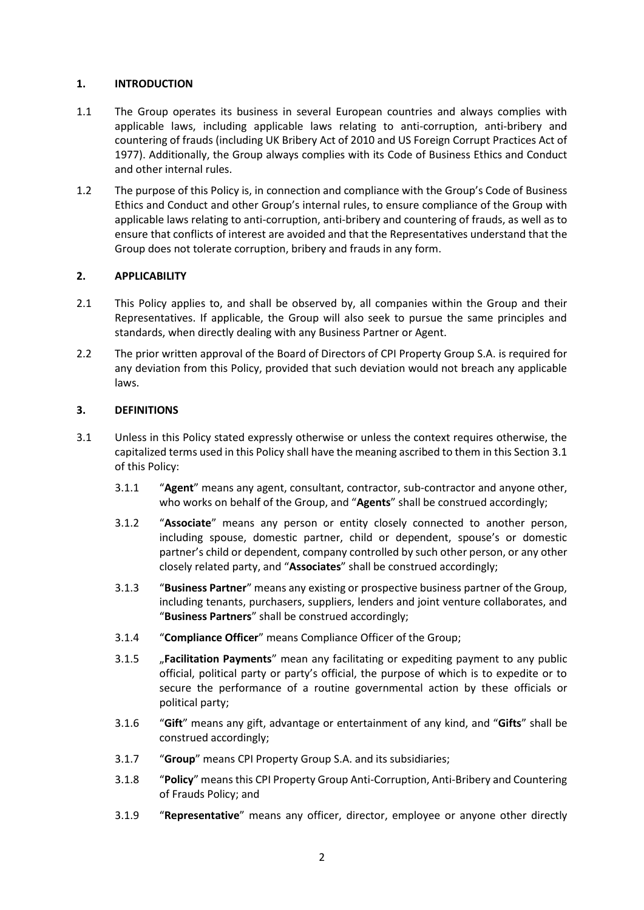## 1. INTRODUCTION

1.1 The Group operates its business in several European countries and always complies with applicable laws, including applicable laws relating to anti-corruption, anti-bribery and countering of frauds (including UK Bribery Act of 2010 and US Foreign Corrupt Practices Act of 1977). Additionally, the Group always complies with its Code of Business Ethics and Conduct and other internal rules.

1.2 The purpose of this Policy is, in connection and compliance with the Group's Code of Business Ethics and Conduct and other Group's internal rules, to ensure compliance of the Group with applicable laws relating to anti-corruption, anti-bribery and countering of frauds, as well as to ensure that conflicts of interest are avoided and that the Representatives understand that the Group does not tolerate corruption, bribery and frauds in any form.

## 2. APPLICABILITY

2.1 This Policy applies to, and shall be observed by, all companies within the Group and their Representatives. If applicable, the Group will also seek to pursue the same principles and standards, when directly dealing with any Business Partner or Agent.

2.2 The prior written approval of the Board of Directors of CPI Property Group S.A. is required for any deviation from this Policy, provided that such deviation would not breach any applicable laws.

## 3. DEFINITIONS

3.1 Unless in this Policy stated expressly otherwise or unless the context requires otherwise, the capitalized terms used in this Policy shall have the meaning ascribed to them in this Section 3.1 of this Policy:

3.1.1 "**Agent**" means any agent, consultant, contractor, sub-contractor and anyone other, who works on behalf of the Group, and "**Agents**" shall be construed accordingly;

3.1.2 "**Associate**" means any person or entity closely connected to another person, including spouse, domestic partner, child or dependent, spouse's or domestic partner's child or dependent, company controlled by such other person, or any other closely related party, and "**Associates**" shall be construed accordingly;

3.1.3 "**Business Partner**" means any existing or prospective business partner of the Group, including tenants, purchasers, suppliers, lenders and joint venture collaborates, and "**Business Partners**" shall be construed accordingly;

3.1.4 "**Compliance Officer**" means Compliance Officer of the Group;

3.1.5 „**Facilitation Payments**" mean any facilitating or expediting payment to any public official, political party or party's official, the purpose of which is to expedite or to secure the performance of a routine governmental action by these officials or political party;

3.1.6 "**Gift**" means any gift, advantage or entertainment of any kind, and "**Gifts**" shall be construed accordingly;

3.1.7 "**Group**" means CPI Property Group S.A. and its subsidiaries;

3.1.8 "**Policy**" means this CPI Property Group Anti-Corruption, Anti-Bribery and Countering of Frauds Policy; and

3.1.9 "**Representative**" means any officer, director, employee or anyone other directly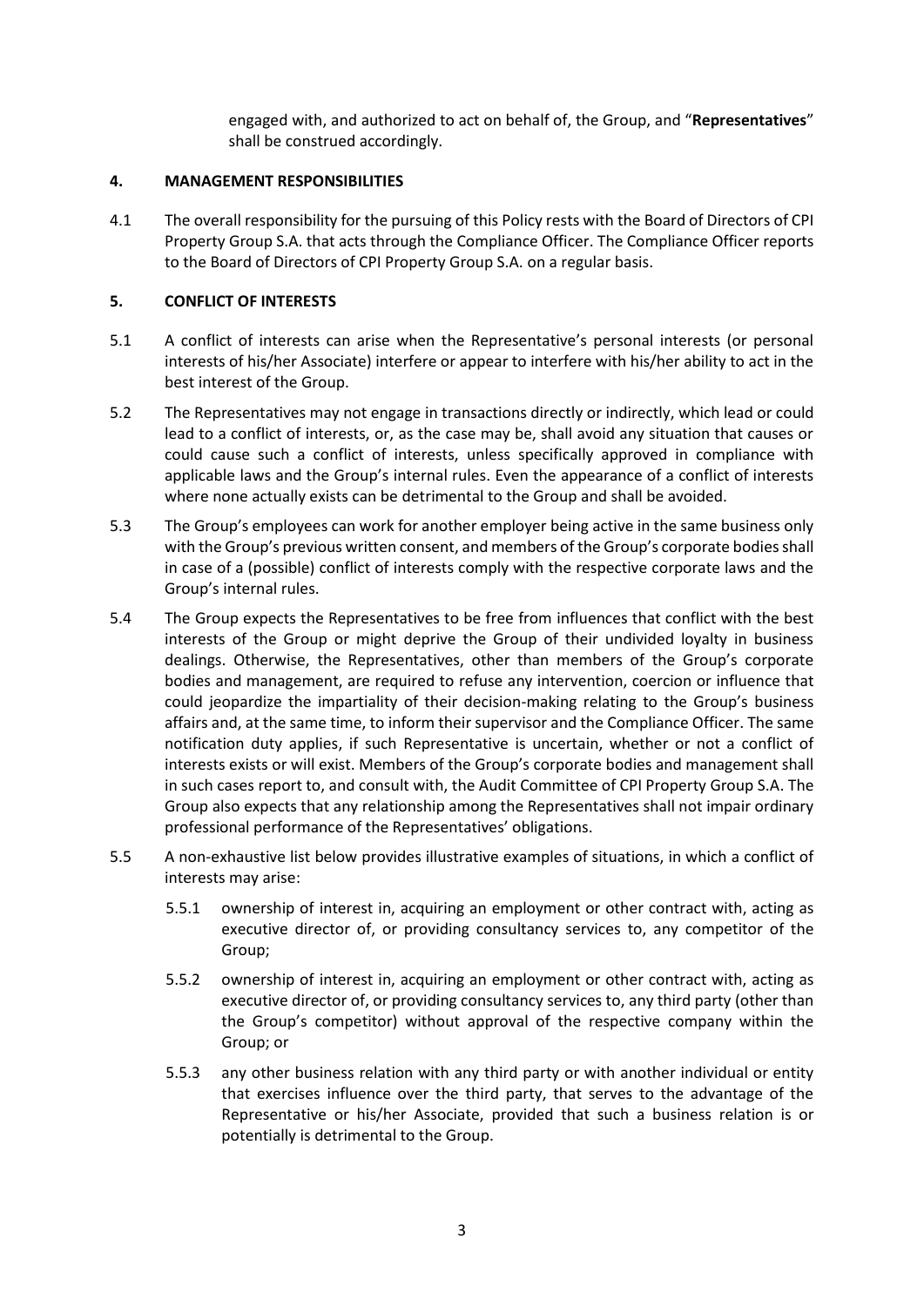engaged with, and authorized to act on behalf of, the Group, and "**Representatives**" shall be construed accordingly.

## 4. MANAGEMENT RESPONSIBILITIES

4.1 The overall responsibility for the pursuing of this Policy rests with the Board of Directors of CPI Property Group S.A. that acts through the Compliance Officer. The Compliance Officer reports to the Board of Directors of CPI Property Group S.A. on a regular basis.

## 5. CONFLICT OF INTERESTS

5.1 A conflict of interests can arise when the Representative's personal interests (or personal interests of his/her Associate) interfere or appear to interfere with his/her ability to act in the best interest of the Group.

5.2 The Representatives may not engage in transactions directly or indirectly, which lead or could lead to a conflict of interests, or, as the case may be, shall avoid any situation that causes or could cause such a conflict of interests, unless specifically approved in compliance with applicable laws and the Group's internal rules. Even the appearance of a conflict of interests where none actually exists can be detrimental to the Group and shall be avoided.

5.3 The Group's employees can work for another employer being active in the same business only with the Group's previous written consent, and members of the Group's corporate bodies shall in case of a (possible) conflict of interests comply with the respective corporate laws and the Group's internal rules.

5.4 The Group expects the Representatives to be free from influences that conflict with the best interests of the Group or might deprive the Group of their undivided loyalty in business dealings. Otherwise, the Representatives, other than members of the Group's corporate bodies and management, are required to refuse any intervention, coercion or influence that could jeopardize the impartiality of their decision-making relating to the Group's business affairs and, at the same time, to inform their supervisor and the Compliance Officer. The same notification duty applies, if such Representative is uncertain, whether or not a conflict of interests exists or will exist. Members of the Group's corporate bodies and management shall in such cases report to, and consult with, the Audit Committee of CPI Property Group S.A. The Group also expects that any relationship among the Representatives shall not impair ordinary professional performance of the Representatives' obligations.

5.5 A non-exhaustive list below provides illustrative examples of situations, in which a conflict of interests may arise:

5.5.1 ownership of interest in, acquiring an employment or other contract with, acting as executive director of, or providing consultancy services to, any competitor of the Group;

5.5.2 ownership of interest in, acquiring an employment or other contract with, acting as executive director of, or providing consultancy services to, any third party (other than the Group's competitor) without approval of the respective company within the Group; or

5.5.3 any other business relation with any third party or with another individual or entity that exercises influence over the third party, that serves to the advantage of the Representative or his/her Associate, provided that such a business relation is or potentially is detrimental to the Group.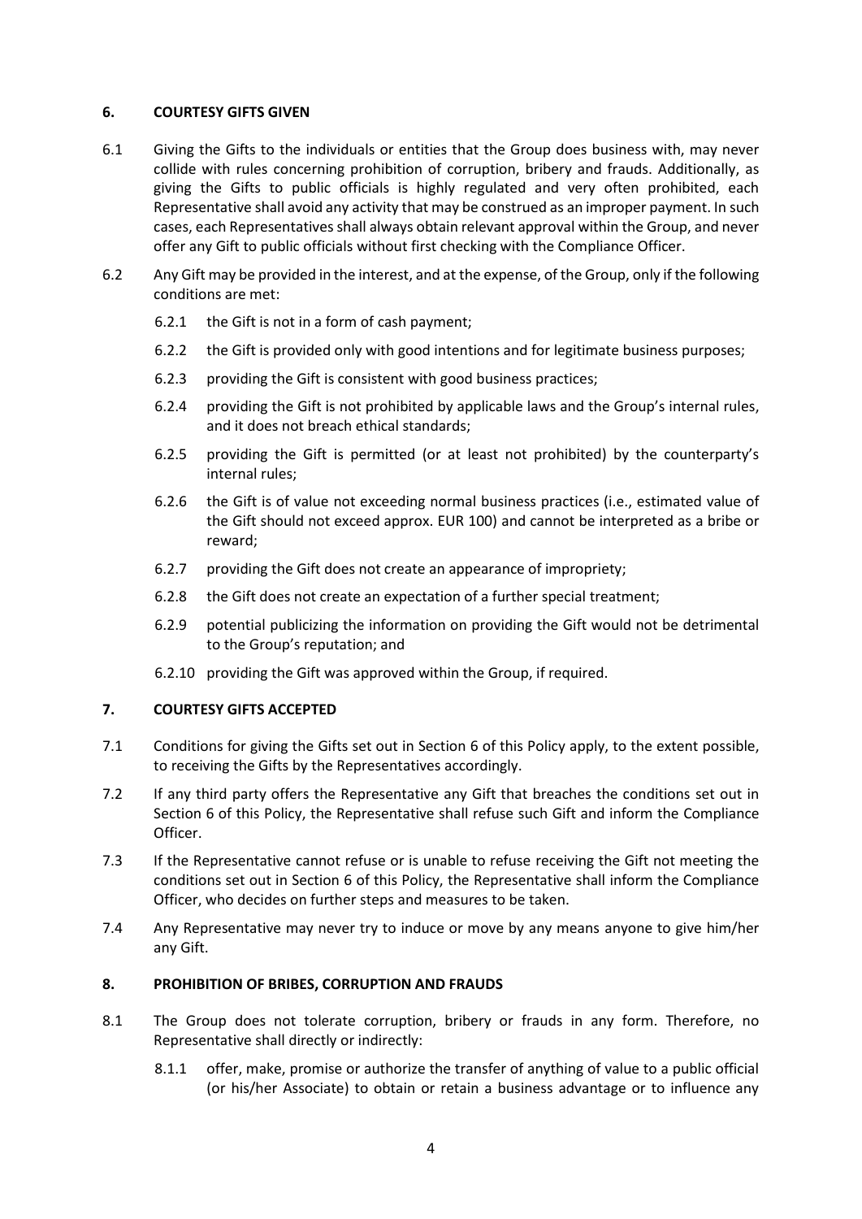## 6. COURTESY GIFTS GIVEN

6.1 Giving the Gifts to the individuals or entities that the Group does business with, may never collide with rules concerning prohibition of corruption, bribery and frauds. Additionally, as giving the Gifts to public officials is highly regulated and very often prohibited, each Representative shall avoid any activity that may be construed as an improper payment. In such cases, each Representatives shall always obtain relevant approval within the Group, and never offer any Gift to public officials without first checking with the Compliance Officer.

6.2 Any Gift may be provided in the interest, and at the expense, of the Group, only if the following conditions are met:

- 6.2.1 the Gift is not in a form of cash payment;
- 6.2.2 the Gift is provided only with good intentions and for legitimate business purposes;
- 6.2.3 providing the Gift is consistent with good business practices;
- 6.2.4 providing the Gift is not prohibited by applicable laws and the Group's internal rules, and it does not breach ethical standards;
- 6.2.5 providing the Gift is permitted (or at least not prohibited) by the counterparty's internal rules;
- 6.2.6 the Gift is of value not exceeding normal business practices (i.e., estimated value of the Gift should not exceed approx. EUR 100) and cannot be interpreted as a bribe or reward;
- 6.2.7 providing the Gift does not create an appearance of impropriety;
- 6.2.8 the Gift does not create an expectation of a further special treatment;
- 6.2.9 potential publicizing the information on providing the Gift would not be detrimental to the Group's reputation; and
- 6.2.10 providing the Gift was approved within the Group, if required.

## 7. COURTESY GIFTS ACCEPTED

7.1 Conditions for giving the Gifts set out in Section 6 of this Policy apply, to the extent possible, to receiving the Gifts by the Representatives accordingly.

7.2 If any third party offers the Representative any Gift that breaches the conditions set out in Section 6 of this Policy, the Representative shall refuse such Gift and inform the Compliance Officer.

7.3 If the Representative cannot refuse or is unable to refuse receiving the Gift not meeting the conditions set out in Section 6 of this Policy, the Representative shall inform the Compliance Officer, who decides on further steps and measures to be taken.

7.4 Any Representative may never try to induce or move by any means anyone to give him/her any Gift.

## 8. PROHIBITION OF BRIBES, CORRUPTION AND FRAUDS

8.1 The Group does not tolerate corruption, bribery or frauds in any form. Therefore, no Representative shall directly or indirectly:

- 8.1.1 offer, make, promise or authorize the transfer of anything of value to a public official (or his/her Associate) to obtain or retain a business advantage or to influence any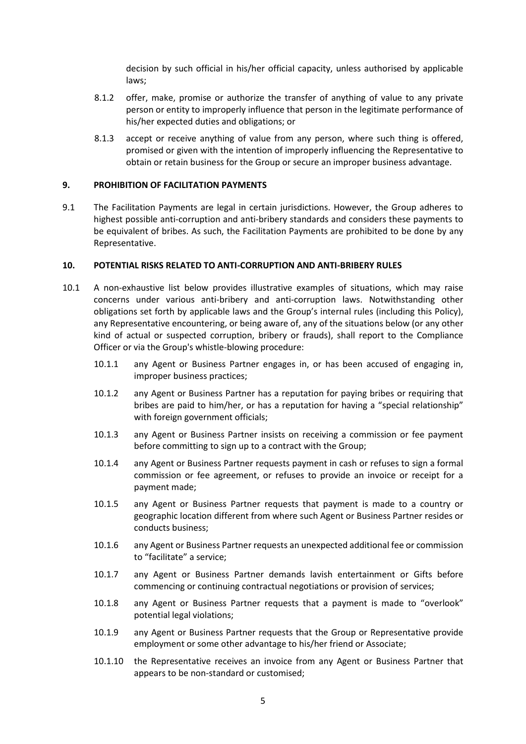decision by such official in his/her official capacity, unless authorised by applicable laws;

8.1.2 offer, make, promise or authorize the transfer of anything of value to any private person or entity to improperly influence that person in the legitimate performance of his/her expected duties and obligations; or

8.1.3 accept or receive anything of value from any person, where such thing is offered, promised or given with the intention of improperly influencing the Representative to obtain or retain business for the Group or secure an improper business advantage.

## 9. PROHIBITION OF FACILITATION PAYMENTS

9.1 The Facilitation Payments are legal in certain jurisdictions. However, the Group adheres to highest possible anti-corruption and anti-bribery standards and considers these payments to be equivalent of bribes. As such, the Facilitation Payments are prohibited to be done by any Representative.

## 10. POTENTIAL RISKS RELATED TO ANTI-CORRUPTION AND ANTI-BRIBERY RULES

10.1 A non-exhaustive list below provides illustrative examples of situations, which may raise concerns under various anti-bribery and anti-corruption laws. Notwithstanding other obligations set forth by applicable laws and the Group's internal rules (including this Policy), any Representative encountering, or being aware of, any of the situations below (or any other kind of actual or suspected corruption, bribery or frauds), shall report to the Compliance Officer or via the Group's whistle-blowing procedure:

10.1.1 any Agent or Business Partner engages in, or has been accused of engaging in, improper business practices;

10.1.2 any Agent or Business Partner has a reputation for paying bribes or requiring that bribes are paid to him/her, or has a reputation for having a "special relationship" with foreign government officials;

10.1.3 any Agent or Business Partner insists on receiving a commission or fee payment before committing to sign up to a contract with the Group;

10.1.4 any Agent or Business Partner requests payment in cash or refuses to sign a formal commission or fee agreement, or refuses to provide an invoice or receipt for a payment made;

10.1.5 any Agent or Business Partner requests that payment is made to a country or geographic location different from where such Agent or Business Partner resides or conducts business;

10.1.6 any Agent or Business Partner requests an unexpected additional fee or commission to "facilitate" a service;

10.1.7 any Agent or Business Partner demands lavish entertainment or Gifts before commencing or continuing contractual negotiations or provision of services;

10.1.8 any Agent or Business Partner requests that a payment is made to "overlook" potential legal violations;

10.1.9 any Agent or Business Partner requests that the Group or Representative provide employment or some other advantage to his/her friend or Associate;

10.1.10 the Representative receives an invoice from any Agent or Business Partner that appears to be non-standard or customised;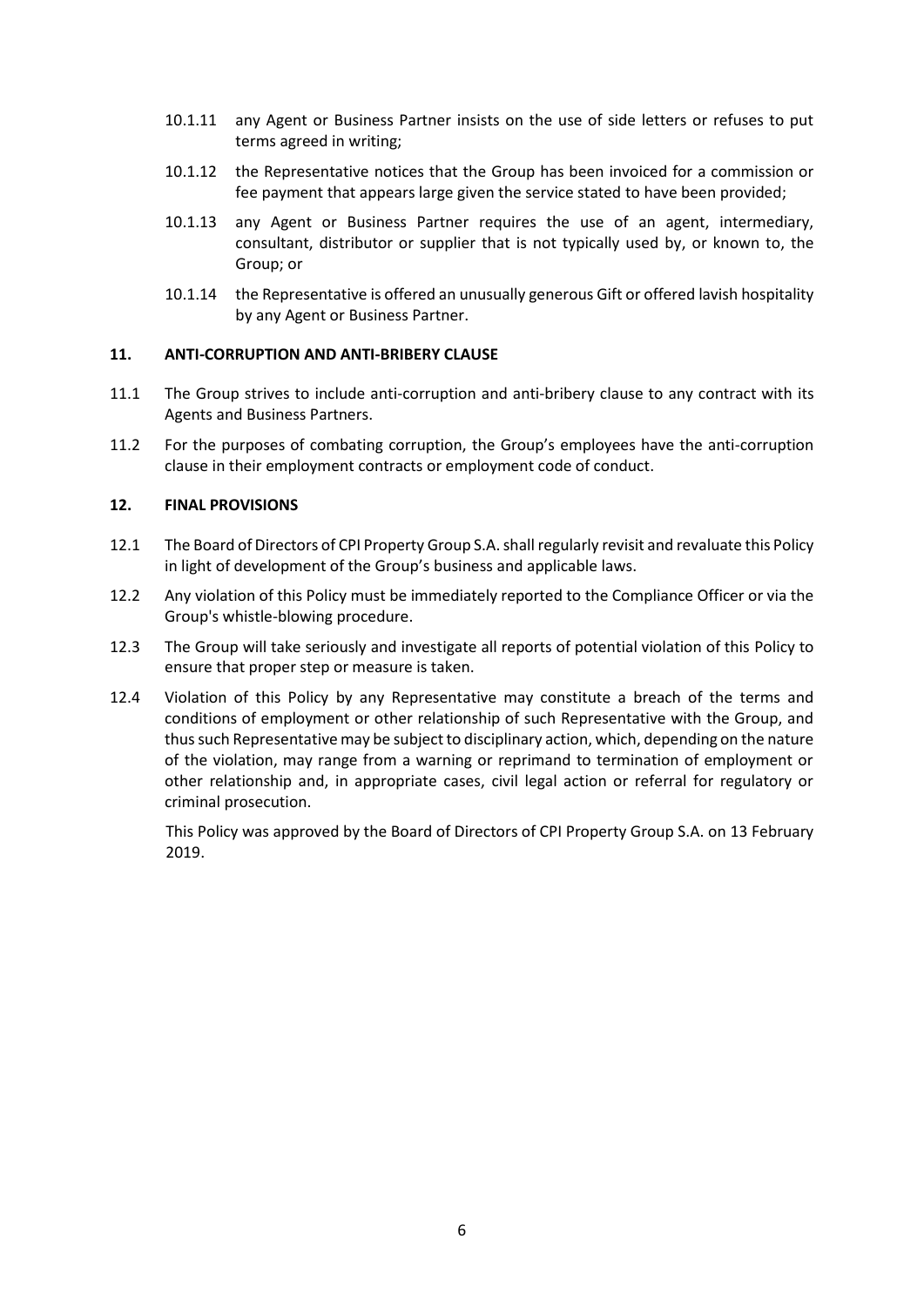10.1.11 any Agent or Business Partner insists on the use of side letters or refuses to put terms agreed in writing;

10.1.12 the Representative notices that the Group has been invoiced for a commission or fee payment that appears large given the service stated to have been provided;

10.1.13 any Agent or Business Partner requires the use of an agent, intermediary, consultant, distributor or supplier that is not typically used by, or known to, the Group; or

10.1.14 the Representative is offered an unusually generous Gift or offered lavish hospitality by any Agent or Business Partner.

## 11. ANTI-CORRUPTION AND ANTI-BRIBERY CLAUSE

11.1 The Group strives to include anti-corruption and anti-bribery clause to any contract with its Agents and Business Partners.

11.2 For the purposes of combating corruption, the Group's employees have the anti-corruption clause in their employment contracts or employment code of conduct.

## 12. FINAL PROVISIONS

12.1 The Board of Directors of CPI Property Group S.A. shall regularly revisit and revaluate this Policy in light of development of the Group's business and applicable laws.

12.2 Any violation of this Policy must be immediately reported to the Compliance Officer or via the Group's whistle-blowing procedure.

12.3 The Group will take seriously and investigate all reports of potential violation of this Policy to ensure that proper step or measure is taken.

12.4 Violation of this Policy by any Representative may constitute a breach of the terms and conditions of employment or other relationship of such Representative with the Group, and thus such Representative may be subject to disciplinary action, which, depending on the nature of the violation, may range from a warning or reprimand to termination of employment or other relationship and, in appropriate cases, civil legal action or referral for regulatory or criminal prosecution.

This Policy was approved by the Board of Directors of CPI Property Group S.A. on 13 February 2019.